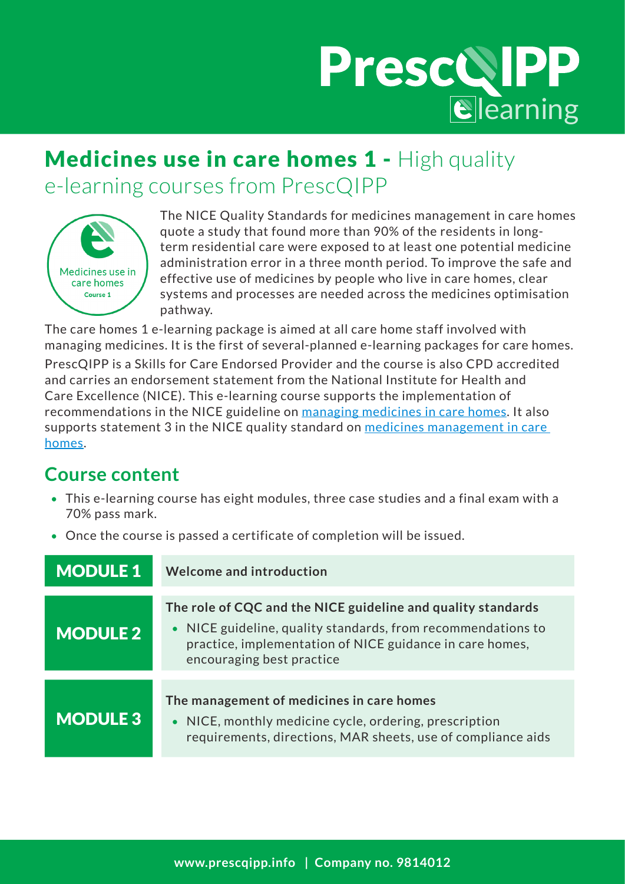# Medicines use in care homes 1 - High quality e-learning courses from PrescQIPP

Medicines use in care homes
Course 1

The NICE Quality Standards for medicines management in care homes quote a study that found more than 90% of the residents in long-term residential care were exposed to at least one potential medicine administration error in a three month period. To improve the safe and effective use of medicines by people who live in care homes, clear systems and processes are needed across the medicines optimisation pathway.

The care homes 1 e-learning package is aimed at all care home staff involved with managing medicines. It is the first of several-planned e-learning packages for care homes.

PrescQIPP is a Skills for Care Endorsed Provider and the course is also CPD accredited and carries an endorsement statement from the National Institute for Health and Care Excellence (NICE). This e-learning course supports the implementation of recommendations in the NICE guideline on managing medicines in care homes. It also supports statement 3 in the NICE quality standard on medicines management in care homes.

## Course content

- This e-learning course has eight modules, three case studies and a final exam with a 70% pass mark.
- Once the course is passed a certificate of completion will be issued.

| Module | Content |
|---|---|
| **MODULE 1** | **Welcome and introduction** |
| **MODULE 2** | **The role of CQC and the NICE guideline and quality standards**<br>• NICE guideline, quality standards, from recommendations to practice, implementation of NICE guidance in care homes, encouraging best practice |
| **MODULE 3** | **The management of medicines in care homes**<br>• NICE, monthly medicine cycle, ordering, prescription requirements, directions, MAR sheets, use of compliance aids |

www.prescqipp.info | Company no. 9814012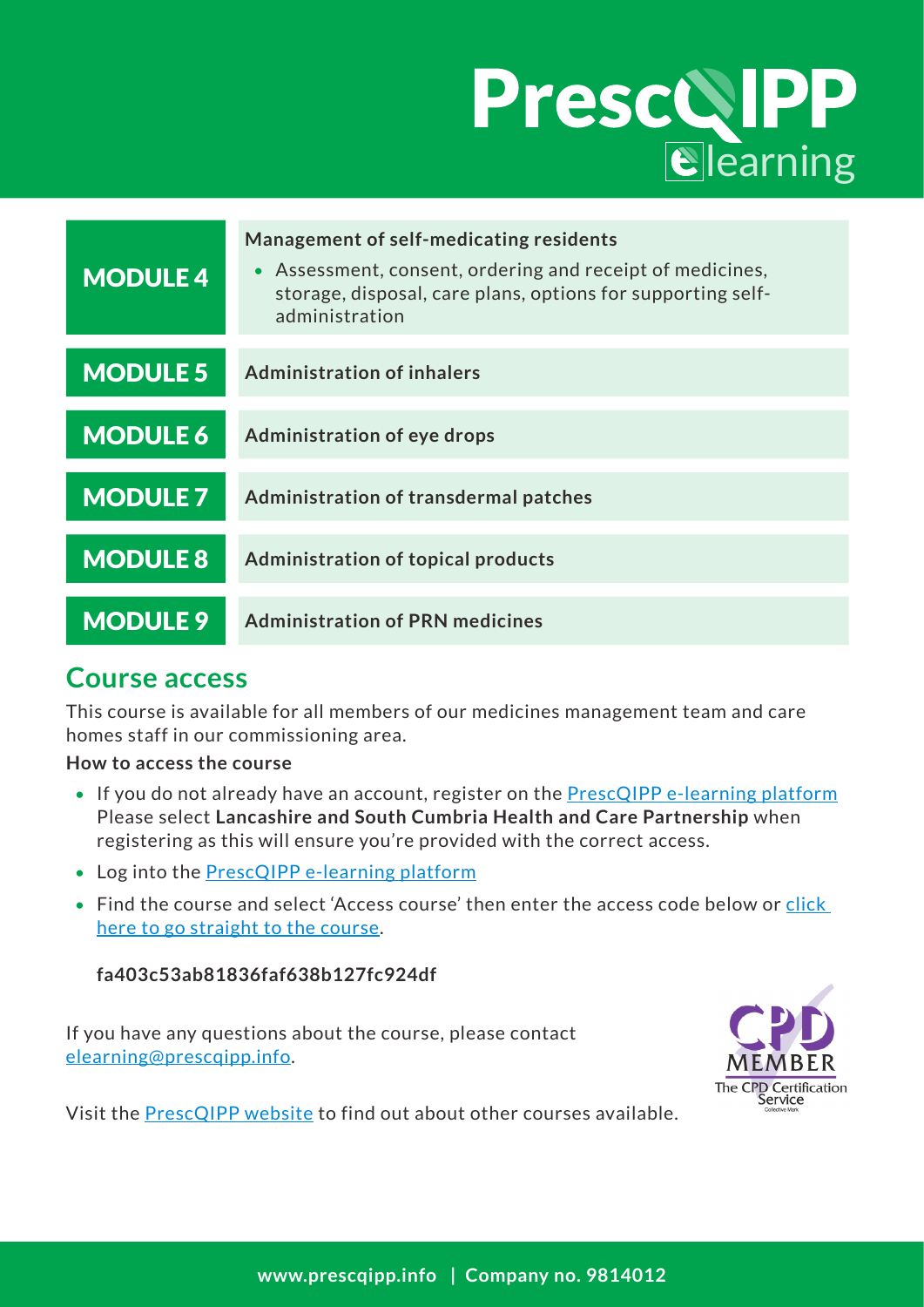| | |
|---|---|
| **MODULE 4** | **Management of self-medicating residents**<br>• Assessment, consent, ordering and receipt of medicines, storage, disposal, care plans, options for supporting self-administration |
| **MODULE 5** | **Administration of inhalers** |
| **MODULE 6** | **Administration of eye drops** |
| **MODULE 7** | **Administration of transdermal patches** |
| **MODULE 8** | **Administration of topical products** |
| **MODULE 9** | **Administration of PRN medicines** |

## Course access

This course is available for all members of our medicines management team and care homes staff in our commissioning area.

**How to access the course**

- If you do not already have an account, register on the PrescQIPP e-learning platform Please select **Lancashire and South Cumbria Health and Care Partnership** when registering as this will ensure you're provided with the correct access.
- Log into the PrescQIPP e-learning platform
- Find the course and select 'Access course' then enter the access code below or click here to go straight to the course.

**fa403c53ab81836faf638b127fc924df**

If you have any questions about the course, please contact elearning@prescqipp.info.

Visit the PrescQIPP website to find out about other courses available.

CPD MEMBER
The CPD Certification Service